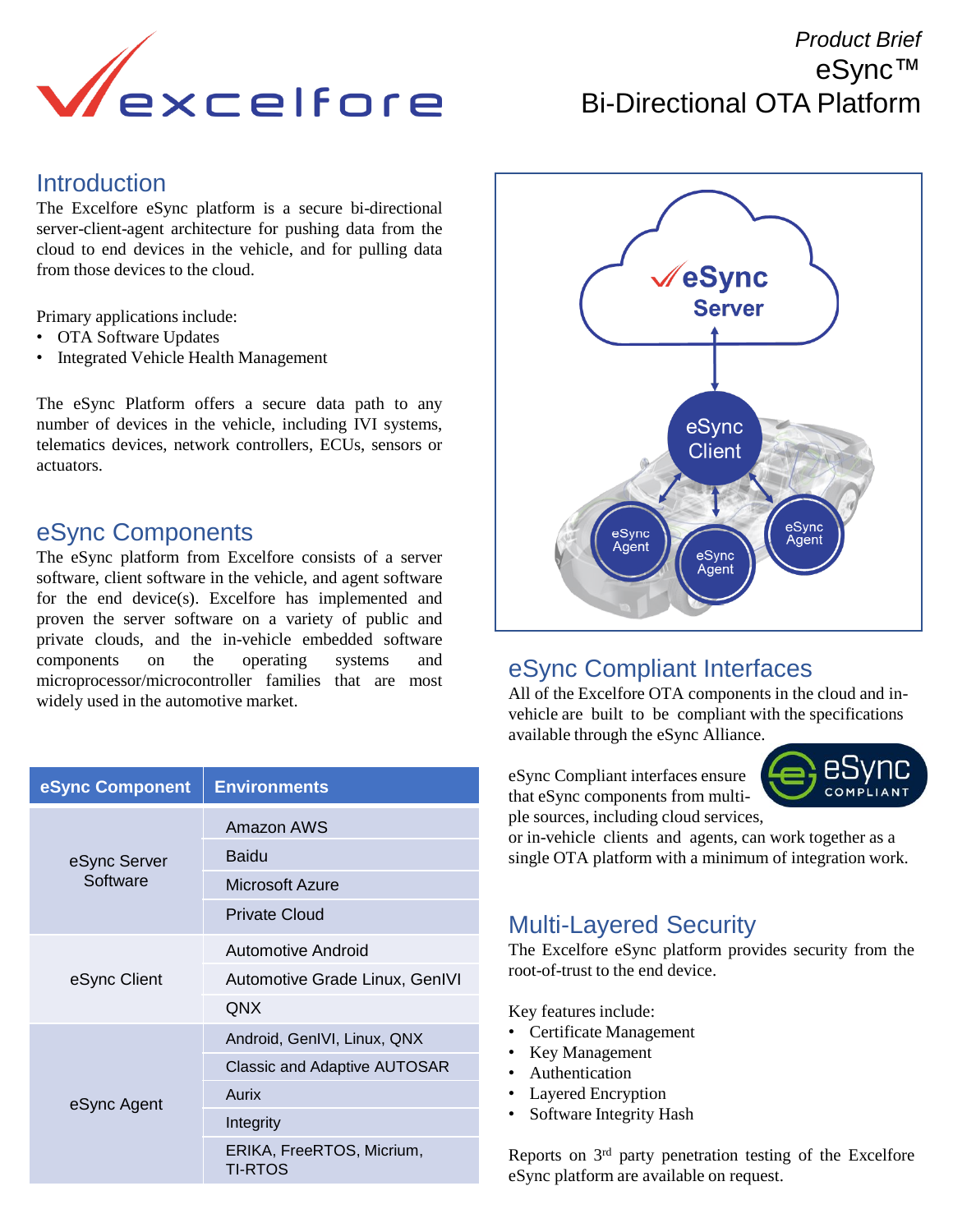*Product Brief*
eSync™
Bi-Directional OTA Platform

## Introduction

The Excelfore eSync platform is a secure bi-directional server-client-agent architecture for pushing data from the cloud to end devices in the vehicle, and for pulling data from those devices to the cloud.

Primary applications include:

- OTA Software Updates
- Integrated Vehicle Health Management

The eSync Platform offers a secure data path to any number of devices in the vehicle, including IVI systems, telematics devices, network controllers, ECUs, sensors or actuators.

## eSync Components

The eSync platform from Excelfore consists of a server software, client software in the vehicle, and agent software for the end device(s). Excelfore has implemented and proven the server software on a variety of public and private clouds, and the in-vehicle embedded software components on the operating systems and microprocessor/microcontroller families that are most widely used in the automotive market.

| eSync Component | Environments |
|---|---|
| eSync Server Software | Amazon AWS |
| | Baidu |
| | Microsoft Azure |
| | Private Cloud |
| eSync Client | Automotive Android |
| | Automotive Grade Linux, GenIVI |
| | QNX |
| eSync Agent | Android, GenIVI, Linux, QNX |
| | Classic and Adaptive AUTOSAR |
| | Aurix |
| | Integrity |
| | ERIKA, FreeRTOS, Micrium, TI-RTOS |

eSync Server — eSync Client — eSync Agent, eSync Agent, eSync Agent

## eSync Compliant Interfaces

All of the Excelfore OTA components in the cloud and in-vehicle are built to be compliant with the specifications available through the eSync Alliance.

eSync Compliant interfaces ensure that eSync components from multiple sources, including cloud services, or in-vehicle clients and agents, can work together as a single OTA platform with a minimum of integration work.

## Multi-Layered Security

The Excelfore eSync platform provides security from the root-of-trust to the end device.

Key features include:

- Certificate Management
- Key Management
- Authentication
- Layered Encryption
- Software Integrity Hash

Reports on 3rd party penetration testing of the Excelfore eSync platform are available on request.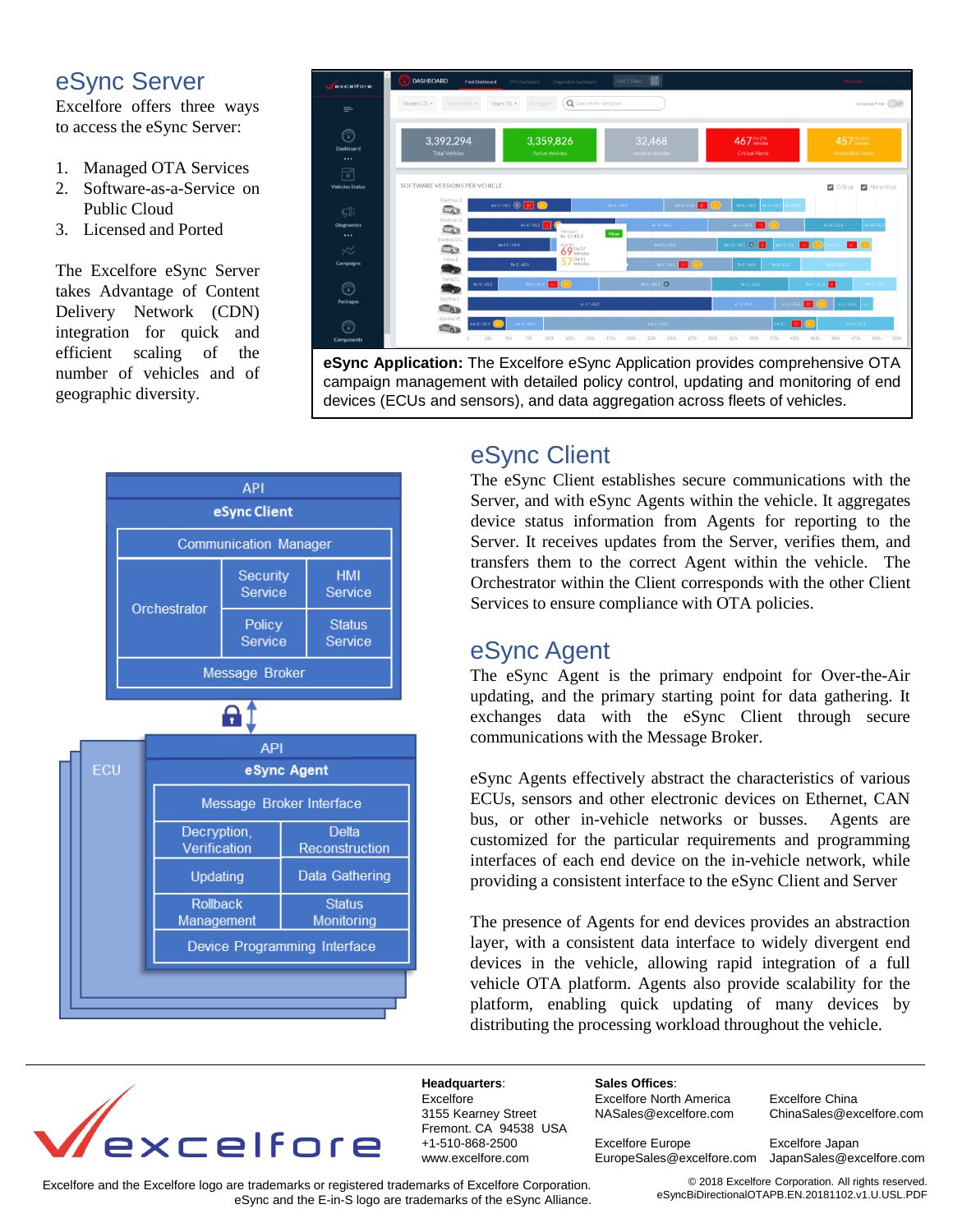# eSync Server

Excelfore offers three ways to access the eSync Server:

1. Managed OTA Services
2. Software-as-a-Service on Public Cloud
3. Licensed and Ported

The Excelfore eSync Server takes Advantage of Content Delivery Network (CDN) integration for quick and efficient scaling of the number of vehicles and of geographic diversity.

**eSync Application:** The Excelfore eSync Application provides comprehensive OTA campaign management with detailed policy control, updating and monitoring of end devices (ECUs and sensors), and data aggregation across fleets of vehicles.

API
eSync Client
Communication Manager
Orchestrator
Security Service
HMI Service
Policy Service
Status Service
Message Broker

ECU
API
eSync Agent
Message Broker Interface
Decryption, Verification
Delta Reconstruction
Updating
Data Gathering
Rollback Management
Status Monitoring
Device Programming Interface

# eSync Client

The eSync Client establishes secure communications with the Server, and with eSync Agents within the vehicle. It aggregates device status information from Agents for reporting to the Server. It receives updates from the Server, verifies them, and transfers them to the correct Agent within the vehicle. The Orchestrator within the Client corresponds with the other Client Services to ensure compliance with OTA policies.

# eSync Agent

The eSync Agent is the primary endpoint for Over-the-Air updating, and the primary starting point for data gathering. It exchanges data with the eSync Client through secure communications with the Message Broker.

eSync Agents effectively abstract the characteristics of various ECUs, sensors and other electronic devices on Ethernet, CAN bus, or other in-vehicle networks or busses. Agents are customized for the particular requirements and programming interfaces of each end device on the in-vehicle network, while providing a consistent interface to the eSync Client and Server

The presence of Agents for end devices provides an abstraction layer, with a consistent data interface to widely divergent end devices in the vehicle, allowing rapid integration of a full vehicle OTA platform. Agents also provide scalability for the platform, enabling quick updating of many devices by distributing the processing workload throughout the vehicle.

**Headquarters**:
Excelfore
3155 Kearney Street
Fremont. CA 94538 USA
+1-510-868-2500
www.excelfore.com

**Sales Offices**:

Excelfore North America
NASales@excelfore.com

Excelfore China
ChinaSales@excelfore.com

Excelfore Europe
EuropeSales@excelfore.com

Excelfore Japan
JapanSales@excelfore.com

Excelfore and the Excelfore logo are trademarks or registered trademarks of Excelfore Corporation.
eSync and the E-in-S logo are trademarks of the eSync Alliance.

© 2018 Excelfore Corporation. All rights reserved.
eSyncBiDirectionalOTAPB.EN.20181102.v1.U.USL.PDF